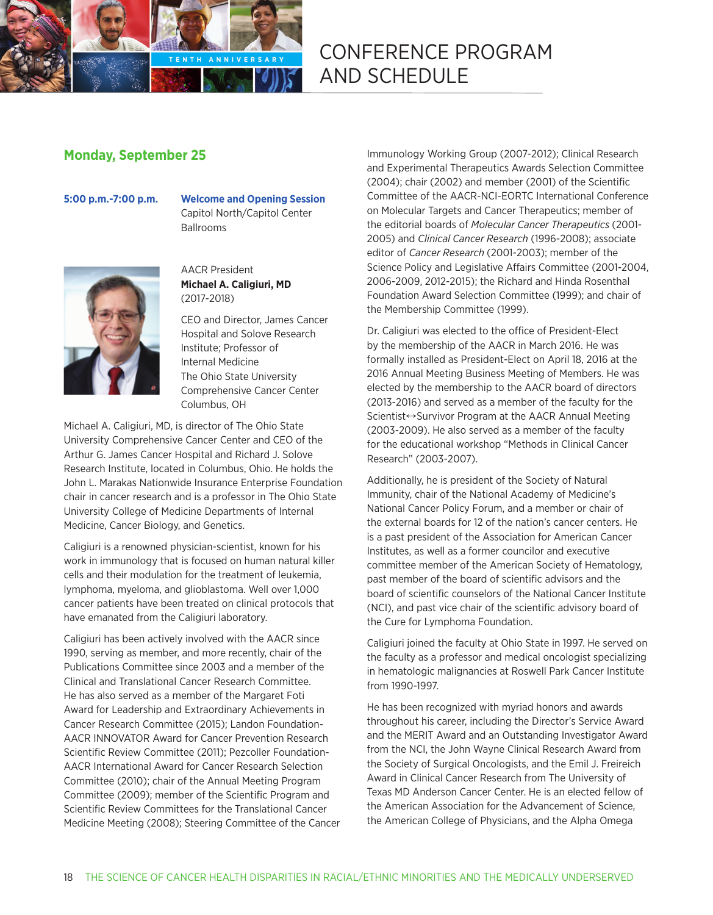# CONFERENCE PROGRAM AND SCHEDULE

## Monday, September 25

**5:00 p.m.-7:00 p.m.** **Welcome and Opening Session**
Capitol North/Capitol Center Ballrooms

AACR President
**Michael A. Caligiuri, MD**
(2017-2018)

CEO and Director, James Cancer Hospital and Solove Research Institute; Professor of Internal Medicine
The Ohio State University Comprehensive Cancer Center
Columbus, OH

Michael A. Caligiuri, MD, is director of The Ohio State University Comprehensive Cancer Center and CEO of the Arthur G. James Cancer Hospital and Richard J. Solove Research Institute, located in Columbus, Ohio. He holds the John L. Marakas Nationwide Insurance Enterprise Foundation chair in cancer research and is a professor in The Ohio State University College of Medicine Departments of Internal Medicine, Cancer Biology, and Genetics.

Caligiuri is a renowned physician-scientist, known for his work in immunology that is focused on human natural killer cells and their modulation for the treatment of leukemia, lymphoma, myeloma, and glioblastoma. Well over 1,000 cancer patients have been treated on clinical protocols that have emanated from the Caligiuri laboratory.

Caligiuri has been actively involved with the AACR since 1990, serving as member, and more recently, chair of the Publications Committee since 2003 and a member of the Clinical and Translational Cancer Research Committee. He has also served as a member of the Margaret Foti Award for Leadership and Extraordinary Achievements in Cancer Research Committee (2015); Landon Foundation-AACR INNOVATOR Award for Cancer Prevention Research Scientific Review Committee (2011); Pezcoller Foundation-AACR International Award for Cancer Research Selection Committee (2010); chair of the Annual Meeting Program Committee (2009); member of the Scientific Program and Scientific Review Committees for the Translational Cancer Medicine Meeting (2008); Steering Committee of the Cancer Immunology Working Group (2007-2012); Clinical Research and Experimental Therapeutics Awards Selection Committee (2004); chair (2002) and member (2001) of the Scientific Committee of the AACR-NCI-EORTC International Conference on Molecular Targets and Cancer Therapeutics; member of the editorial boards of *Molecular Cancer Therapeutics* (2001-2005) and *Clinical Cancer Research* (1996-2008); associate editor of *Cancer Research* (2001-2003); member of the Science Policy and Legislative Affairs Committee (2001-2004, 2006-2009, 2012-2015); the Richard and Hinda Rosenthal Foundation Award Selection Committee (1999); and chair of the Membership Committee (1999).

Dr. Caligiuri was elected to the office of President-Elect by the membership of the AACR in March 2016. He was formally installed as President-Elect on April 18, 2016 at the 2016 Annual Meeting Business Meeting of Members. He was elected by the membership to the AACR board of directors (2013-2016) and served as a member of the faculty for the Scientist↔Survivor Program at the AACR Annual Meeting (2003-2009). He also served as a member of the faculty for the educational workshop “Methods in Clinical Cancer Research” (2003-2007).

Additionally, he is president of the Society of Natural Immunity, chair of the National Academy of Medicine’s National Cancer Policy Forum, and a member or chair of the external boards for 12 of the nation’s cancer centers. He is a past president of the Association for American Cancer Institutes, as well as a former councilor and executive committee member of the American Society of Hematology, past member of the board of scientific advisors and the board of scientific counselors of the National Cancer Institute (NCI), and past vice chair of the scientific advisory board of the Cure for Lymphoma Foundation.

Caligiuri joined the faculty at Ohio State in 1997. He served on the faculty as a professor and medical oncologist specializing in hematologic malignancies at Roswell Park Cancer Institute from 1990-1997.

He has been recognized with myriad honors and awards throughout his career, including the Director’s Service Award and the MERIT Award and an Outstanding Investigator Award from the NCI, the John Wayne Clinical Research Award from the Society of Surgical Oncologists, and the Emil J. Freireich Award in Clinical Cancer Research from The University of Texas MD Anderson Cancer Center. He is an elected fellow of the American Association for the Advancement of Science, the American College of Physicians, and the Alpha Omega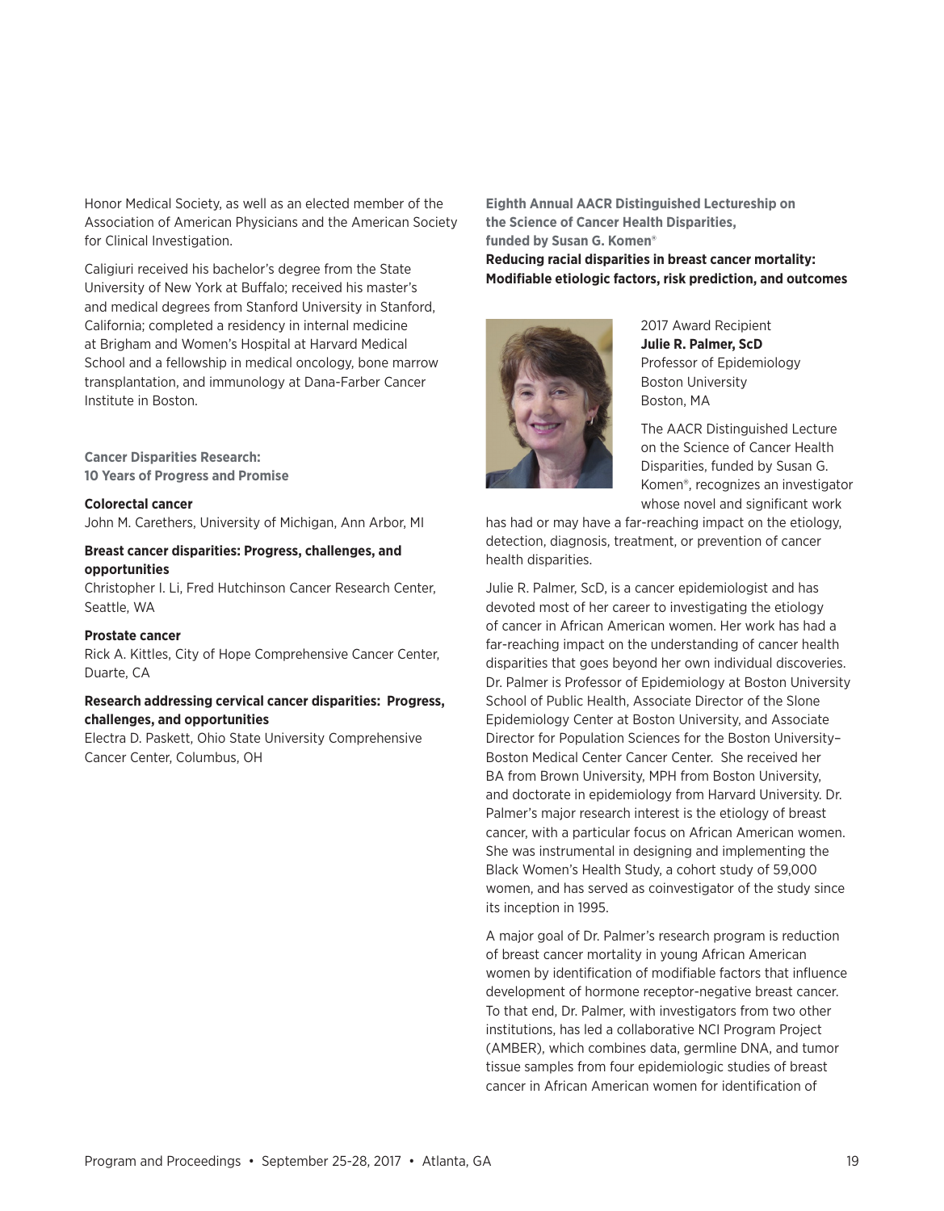Honor Medical Society, as well as an elected member of the Association of American Physicians and the American Society for Clinical Investigation.

Caligiuri received his bachelor's degree from the State University of New York at Buffalo; received his master's and medical degrees from Stanford University in Stanford, California; completed a residency in internal medicine at Brigham and Women's Hospital at Harvard Medical School and a fellowship in medical oncology, bone marrow transplantation, and immunology at Dana-Farber Cancer Institute in Boston.

## Cancer Disparities Research: 10 Years of Progress and Promise

**Colorectal cancer**
John M. Carethers, University of Michigan, Ann Arbor, MI

**Breast cancer disparities: Progress, challenges, and opportunities**
Christopher I. Li, Fred Hutchinson Cancer Research Center, Seattle, WA

**Prostate cancer**
Rick A. Kittles, City of Hope Comprehensive Cancer Center, Duarte, CA

**Research addressing cervical cancer disparities: Progress, challenges, and opportunities**
Electra D. Paskett, Ohio State University Comprehensive Cancer Center, Columbus, OH

## Eighth Annual AACR Distinguished Lectureship on the Science of Cancer Health Disparities, funded by Susan G. Komen®

**Reducing racial disparities in breast cancer mortality: Modifiable etiologic factors, risk prediction, and outcomes**

2017 Award Recipient
**Julie R. Palmer, ScD**
Professor of Epidemiology
Boston University
Boston, MA

The AACR Distinguished Lecture on the Science of Cancer Health Disparities, funded by Susan G. Komen®, recognizes an investigator whose novel and significant work has had or may have a far-reaching impact on the etiology, detection, diagnosis, treatment, or prevention of cancer health disparities.

Julie R. Palmer, ScD, is a cancer epidemiologist and has devoted most of her career to investigating the etiology of cancer in African American women. Her work has had a far-reaching impact on the understanding of cancer health disparities that goes beyond her own individual discoveries. Dr. Palmer is Professor of Epidemiology at Boston University School of Public Health, Associate Director of the Slone Epidemiology Center at Boston University, and Associate Director for Population Sciences for the Boston University–Boston Medical Center Cancer Center. She received her BA from Brown University, MPH from Boston University, and doctorate in epidemiology from Harvard University. Dr. Palmer's major research interest is the etiology of breast cancer, with a particular focus on African American women. She was instrumental in designing and implementing the Black Women's Health Study, a cohort study of 59,000 women, and has served as coinvestigator of the study since its inception in 1995.

A major goal of Dr. Palmer's research program is reduction of breast cancer mortality in young African American women by identification of modifiable factors that influence development of hormone receptor-negative breast cancer. To that end, Dr. Palmer, with investigators from two other institutions, has led a collaborative NCI Program Project (AMBER), which combines data, germline DNA, and tumor tissue samples from four epidemiologic studies of breast cancer in African American women for identification of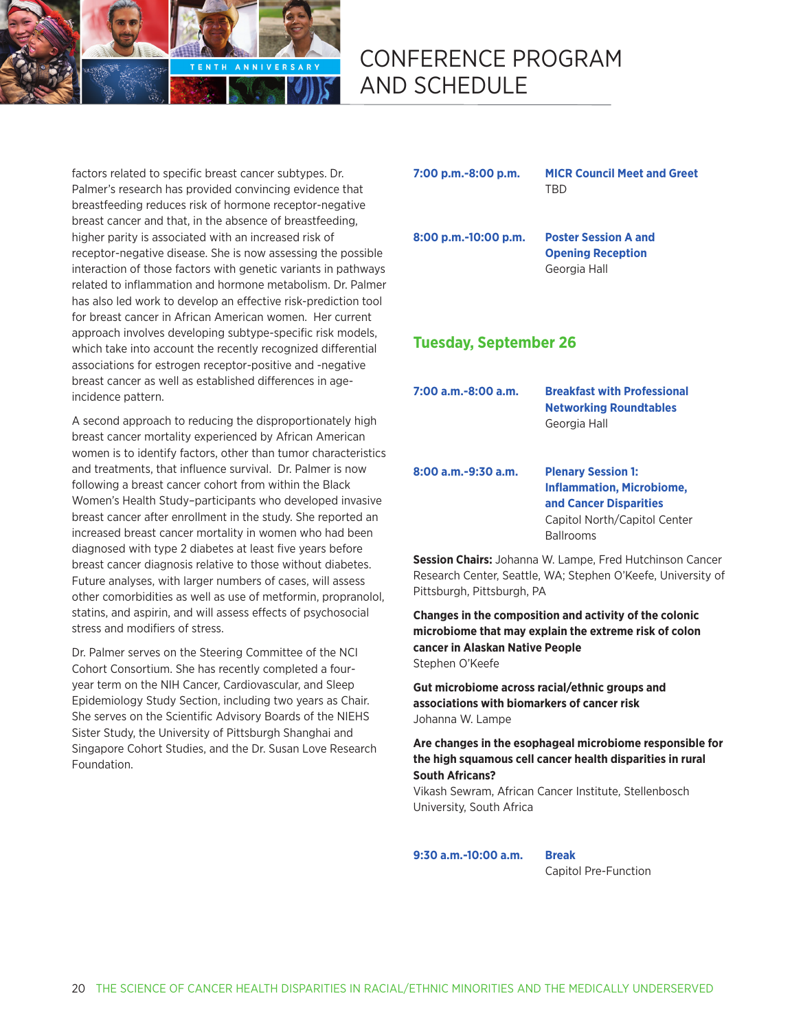factors related to specific breast cancer subtypes. Dr. Palmer's research has provided convincing evidence that breastfeeding reduces risk of hormone receptor-negative breast cancer and that, in the absence of breastfeeding, higher parity is associated with an increased risk of receptor-negative disease. She is now assessing the possible interaction of those factors with genetic variants in pathways related to inflammation and hormone metabolism. Dr. Palmer has also led work to develop an effective risk-prediction tool for breast cancer in African American women. Her current approach involves developing subtype-specific risk models, which take into account the recently recognized differential associations for estrogen receptor-positive and -negative breast cancer as well as established differences in age-incidence pattern.

A second approach to reducing the disproportionately high breast cancer mortality experienced by African American women is to identify factors, other than tumor characteristics and treatments, that influence survival. Dr. Palmer is now following a breast cancer cohort from within the Black Women's Health Study–participants who developed invasive breast cancer after enrollment in the study. She reported an increased breast cancer mortality in women who had been diagnosed with type 2 diabetes at least five years before breast cancer diagnosis relative to those without diabetes. Future analyses, with larger numbers of cases, will assess other comorbidities as well as use of metformin, propranolol, statins, and aspirin, and will assess effects of psychosocial stress and modifiers of stress.

Dr. Palmer serves on the Steering Committee of the NCI Cohort Consortium. She has recently completed a four-year term on the NIH Cancer, Cardiovascular, and Sleep Epidemiology Study Section, including two years as Chair. She serves on the Scientific Advisory Boards of the NIEHS Sister Study, the University of Pittsburgh Shanghai and Singapore Cohort Studies, and the Dr. Susan Love Research Foundation.

**7:00 p.m.-8:00 p.m.** **MICR Council Meet and Greet**
TBD

**8:00 p.m.-10:00 p.m.** **Poster Session A and Opening Reception**
Georgia Hall

## Tuesday, September 26

**7:00 a.m.-8:00 a.m.** **Breakfast with Professional Networking Roundtables**
Georgia Hall

**8:00 a.m.-9:30 a.m.** **Plenary Session 1: Inflammation, Microbiome, and Cancer Disparities**
Capitol North/Capitol Center Ballrooms

**Session Chairs:** Johanna W. Lampe, Fred Hutchinson Cancer Research Center, Seattle, WA; Stephen O'Keefe, University of Pittsburgh, Pittsburgh, PA

**Changes in the composition and activity of the colonic microbiome that may explain the extreme risk of colon cancer in Alaskan Native People**
Stephen O'Keefe

**Gut microbiome across racial/ethnic groups and associations with biomarkers of cancer risk**
Johanna W. Lampe

**Are changes in the esophageal microbiome responsible for the high squamous cell cancer health disparities in rural South Africans?**
Vikash Sewram, African Cancer Institute, Stellenbosch University, South Africa

**9:30 a.m.-10:00 a.m.** **Break**
Capitol Pre-Function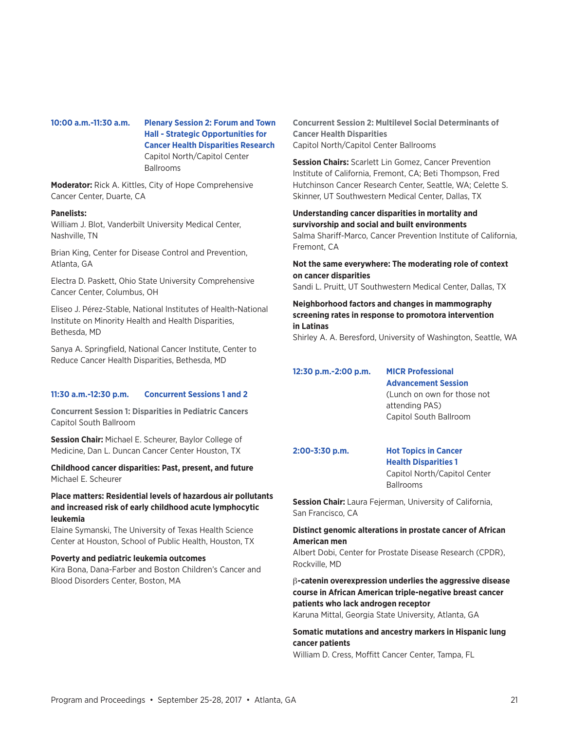**10:00 a.m.-11:30 a.m.** **Plenary Session 2: Forum and Town Hall - Strategic Opportunities for Cancer Health Disparities Research**
Capitol North/Capitol Center Ballrooms

**Moderator:** Rick A. Kittles, City of Hope Comprehensive Cancer Center, Duarte, CA

**Panelists:**

William J. Blot, Vanderbilt University Medical Center, Nashville, TN

Brian King, Center for Disease Control and Prevention, Atlanta, GA

Electra D. Paskett, Ohio State University Comprehensive Cancer Center, Columbus, OH

Eliseo J. Pérez-Stable, National Institutes of Health-National Institute on Minority Health and Health Disparities, Bethesda, MD

Sanya A. Springfield, National Cancer Institute, Center to Reduce Cancer Health Disparities, Bethesda, MD

**11:30 a.m.-12:30 p.m.** **Concurrent Sessions 1 and 2**

**Concurrent Session 1: Disparities in Pediatric Cancers**
Capitol South Ballroom

**Session Chair:** Michael E. Scheurer, Baylor College of Medicine, Dan L. Duncan Cancer Center Houston, TX

**Childhood cancer disparities: Past, present, and future**
Michael E. Scheurer

**Place matters: Residential levels of hazardous air pollutants and increased risk of early childhood acute lymphocytic leukemia**
Elaine Symanski, The University of Texas Health Science Center at Houston, School of Public Health, Houston, TX

**Poverty and pediatric leukemia outcomes**
Kira Bona, Dana-Farber and Boston Children's Cancer and Blood Disorders Center, Boston, MA

**Concurrent Session 2: Multilevel Social Determinants of Cancer Health Disparities**
Capitol North/Capitol Center Ballrooms

**Session Chairs:** Scarlett Lin Gomez, Cancer Prevention Institute of California, Fremont, CA; Beti Thompson, Fred Hutchinson Cancer Research Center, Seattle, WA; Celette S. Skinner, UT Southwestern Medical Center, Dallas, TX

**Understanding cancer disparities in mortality and survivorship and social and built environments**
Salma Shariff-Marco, Cancer Prevention Institute of California, Fremont, CA

**Not the same everywhere: The moderating role of context on cancer disparities**
Sandi L. Pruitt, UT Southwestern Medical Center, Dallas, TX

**Neighborhood factors and changes in mammography screening rates in response to promotora intervention in Latinas**
Shirley A. A. Beresford, University of Washington, Seattle, WA

**12:30 p.m.-2:00 p.m.** **MICR Professional Advancement Session**
(Lunch on own for those not attending PAS)
Capitol South Ballroom

**2:00-3:30 p.m.** **Hot Topics in Cancer Health Disparities 1**
Capitol North/Capitol Center Ballrooms

**Session Chair:** Laura Fejerman, University of California, San Francisco, CA

**Distinct genomic alterations in prostate cancer of African American men**
Albert Dobi, Center for Prostate Disease Research (CPDR), Rockville, MD

**β-catenin overexpression underlies the aggressive disease course in African American triple-negative breast cancer patients who lack androgen receptor**
Karuna Mittal, Georgia State University, Atlanta, GA

**Somatic mutations and ancestry markers in Hispanic lung cancer patients**
William D. Cress, Moffitt Cancer Center, Tampa, FL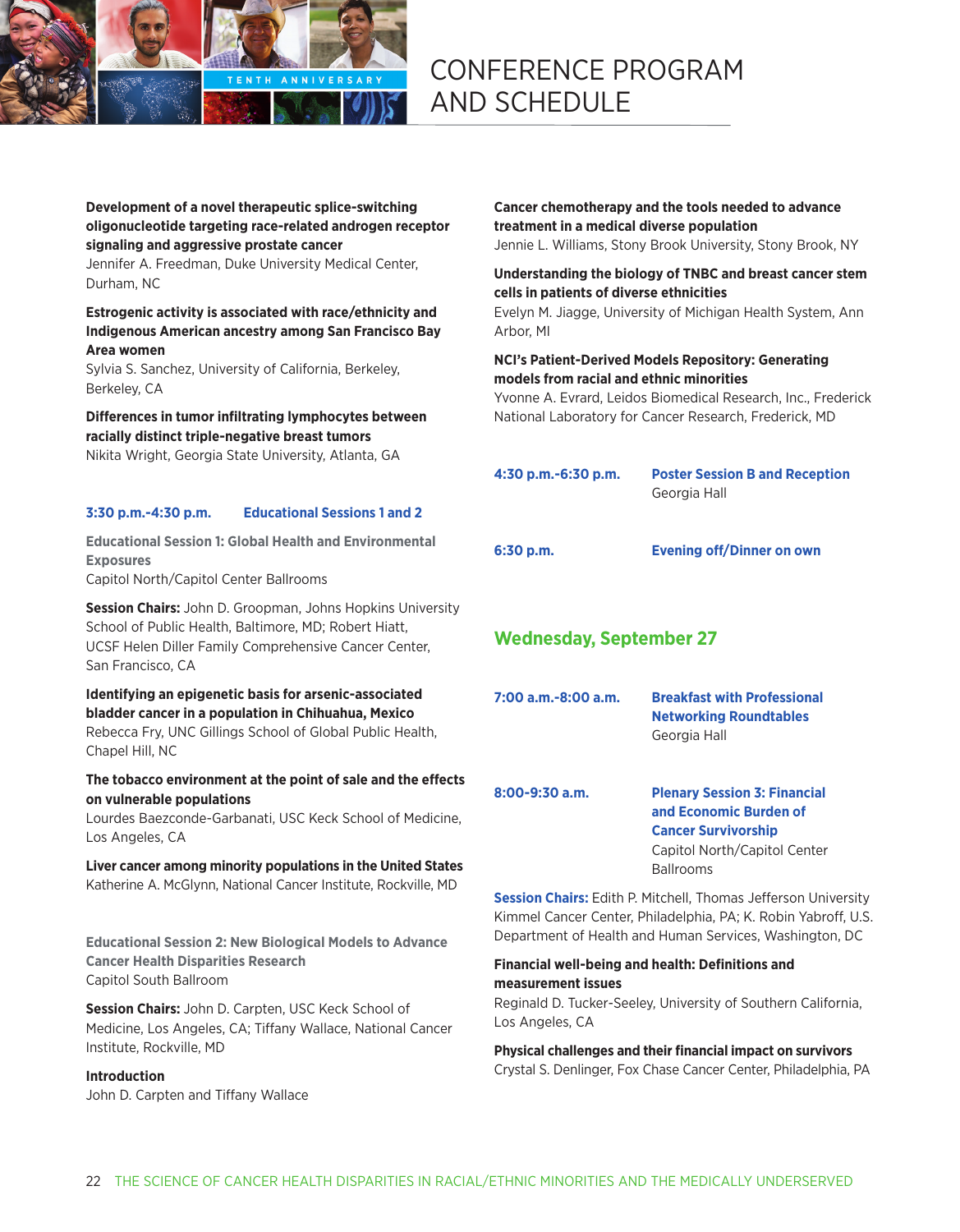**Development of a novel therapeutic splice-switching oligonucleotide targeting race-related androgen receptor signaling and aggressive prostate cancer**
Jennifer A. Freedman, Duke University Medical Center, Durham, NC

**Estrogenic activity is associated with race/ethnicity and Indigenous American ancestry among San Francisco Bay Area women**
Sylvia S. Sanchez, University of California, Berkeley, Berkeley, CA

**Differences in tumor infiltrating lymphocytes between racially distinct triple-negative breast tumors**
Nikita Wright, Georgia State University, Atlanta, GA

**3:30 p.m.-4:30 p.m. Educational Sessions 1 and 2**

**Educational Session 1: Global Health and Environmental Exposures**
Capitol North/Capitol Center Ballrooms

**Session Chairs:** John D. Groopman, Johns Hopkins University School of Public Health, Baltimore, MD; Robert Hiatt, UCSF Helen Diller Family Comprehensive Cancer Center, San Francisco, CA

**Identifying an epigenetic basis for arsenic-associated bladder cancer in a population in Chihuahua, Mexico**
Rebecca Fry, UNC Gillings School of Global Public Health, Chapel Hill, NC

**The tobacco environment at the point of sale and the effects on vulnerable populations**
Lourdes Baezconde-Garbanati, USC Keck School of Medicine, Los Angeles, CA

**Liver cancer among minority populations in the United States**
Katherine A. McGlynn, National Cancer Institute, Rockville, MD

**Educational Session 2: New Biological Models to Advance Cancer Health Disparities Research**
Capitol South Ballroom

**Session Chairs:** John D. Carpten, USC Keck School of Medicine, Los Angeles, CA; Tiffany Wallace, National Cancer Institute, Rockville, MD

**Introduction**
John D. Carpten and Tiffany Wallace

**Cancer chemotherapy and the tools needed to advance treatment in a medical diverse population**
Jennie L. Williams, Stony Brook University, Stony Brook, NY

**Understanding the biology of TNBC and breast cancer stem cells in patients of diverse ethnicities**
Evelyn M. Jiagge, University of Michigan Health System, Ann Arbor, MI

**NCI's Patient-Derived Models Repository: Generating models from racial and ethnic minorities**
Yvonne A. Evrard, Leidos Biomedical Research, Inc., Frederick National Laboratory for Cancer Research, Frederick, MD

**4:30 p.m.-6:30 p.m. Poster Session B and Reception**
Georgia Hall

**6:30 p.m. Evening off/Dinner on own**

## Wednesday, September 27

**7:00 a.m.-8:00 a.m. Breakfast with Professional Networking Roundtables**
Georgia Hall

**8:00-9:30 a.m. Plenary Session 3: Financial and Economic Burden of Cancer Survivorship**
Capitol North/Capitol Center Ballrooms

**Session Chairs:** Edith P. Mitchell, Thomas Jefferson University Kimmel Cancer Center, Philadelphia, PA; K. Robin Yabroff, U.S. Department of Health and Human Services, Washington, DC

**Financial well-being and health: Definitions and measurement issues**
Reginald D. Tucker-Seeley, University of Southern California, Los Angeles, CA

**Physical challenges and their financial impact on survivors**
Crystal S. Denlinger, Fox Chase Cancer Center, Philadelphia, PA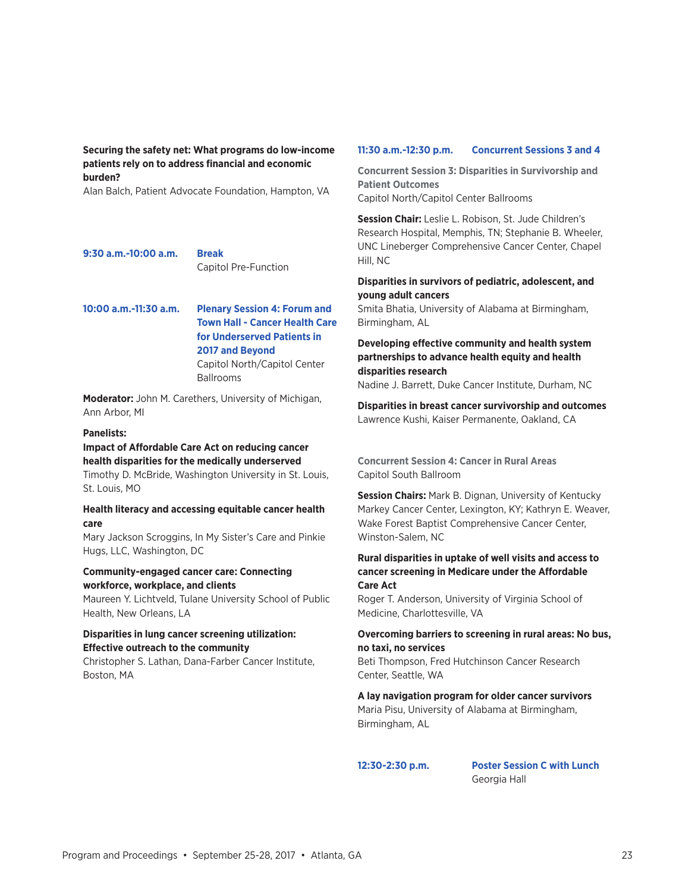**Securing the safety net: What programs do low-income patients rely on to address financial and economic burden?**
Alan Balch, Patient Advocate Foundation, Hampton, VA

**9:30 a.m.-10:00 a.m.** **Break**
Capitol Pre-Function

**10:00 a.m.-11:30 a.m.** **Plenary Session 4: Forum and Town Hall - Cancer Health Care for Underserved Patients in 2017 and Beyond**
Capitol North/Capitol Center Ballrooms

**Moderator:** John M. Carethers, University of Michigan, Ann Arbor, MI

**Panelists:**

**Impact of Affordable Care Act on reducing cancer health disparities for the medically underserved**
Timothy D. McBride, Washington University in St. Louis, St. Louis, MO

**Health literacy and accessing equitable cancer health care**
Mary Jackson Scroggins, In My Sister's Care and Pinkie Hugs, LLC, Washington, DC

**Community-engaged cancer care: Connecting workforce, workplace, and clients**
Maureen Y. Lichtveld, Tulane University School of Public Health, New Orleans, LA

**Disparities in lung cancer screening utilization: Effective outreach to the community**
Christopher S. Lathan, Dana-Farber Cancer Institute, Boston, MA

**11:30 a.m.-12:30 p.m.** **Concurrent Sessions 3 and 4**

**Concurrent Session 3: Disparities in Survivorship and Patient Outcomes**
Capitol North/Capitol Center Ballrooms

**Session Chair:** Leslie L. Robison, St. Jude Children's Research Hospital, Memphis, TN; Stephanie B. Wheeler, UNC Lineberger Comprehensive Cancer Center, Chapel Hill, NC

**Disparities in survivors of pediatric, adolescent, and young adult cancers**
Smita Bhatia, University of Alabama at Birmingham, Birmingham, AL

**Developing effective community and health system partnerships to advance health equity and health disparities research**
Nadine J. Barrett, Duke Cancer Institute, Durham, NC

**Disparities in breast cancer survivorship and outcomes**
Lawrence Kushi, Kaiser Permanente, Oakland, CA

**Concurrent Session 4: Cancer in Rural Areas**
Capitol South Ballroom

**Session Chairs:** Mark B. Dignan, University of Kentucky Markey Cancer Center, Lexington, KY; Kathryn E. Weaver, Wake Forest Baptist Comprehensive Cancer Center, Winston-Salem, NC

**Rural disparities in uptake of well visits and access to cancer screening in Medicare under the Affordable Care Act**
Roger T. Anderson, University of Virginia School of Medicine, Charlottesville, VA

**Overcoming barriers to screening in rural areas: No bus, no taxi, no services**
Beti Thompson, Fred Hutchinson Cancer Research Center, Seattle, WA

**A lay navigation program for older cancer survivors**
Maria Pisu, University of Alabama at Birmingham, Birmingham, AL

**12:30-2:30 p.m.** **Poster Session C with Lunch**
Georgia Hall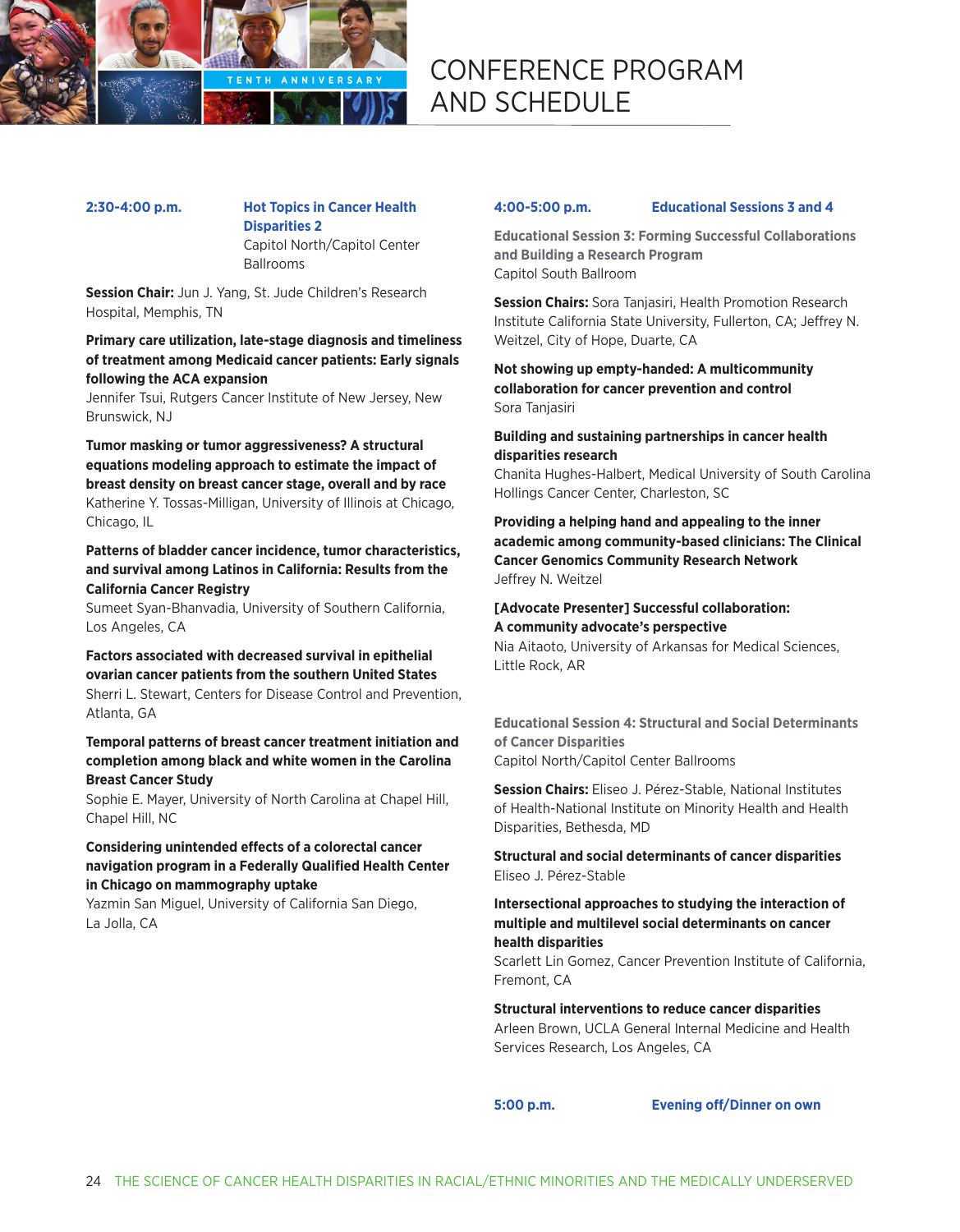## 2:30-4:00 p.m. Hot Topics in Cancer Health Disparities 2

Capitol North/Capitol Center Ballrooms

**Session Chair:** Jun J. Yang, St. Jude Children's Research Hospital, Memphis, TN

**Primary care utilization, late-stage diagnosis and timeliness of treatment among Medicaid cancer patients: Early signals following the ACA expansion**
Jennifer Tsui, Rutgers Cancer Institute of New Jersey, New Brunswick, NJ

**Tumor masking or tumor aggressiveness? A structural equations modeling approach to estimate the impact of breast density on breast cancer stage, overall and by race**
Katherine Y. Tossas-Milligan, University of Illinois at Chicago, Chicago, IL

**Patterns of bladder cancer incidence, tumor characteristics, and survival among Latinos in California: Results from the California Cancer Registry**
Sumeet Syan-Bhanvadia, University of Southern California, Los Angeles, CA

**Factors associated with decreased survival in epithelial ovarian cancer patients from the southern United States**
Sherri L. Stewart, Centers for Disease Control and Prevention, Atlanta, GA

**Temporal patterns of breast cancer treatment initiation and completion among black and white women in the Carolina Breast Cancer Study**
Sophie E. Mayer, University of North Carolina at Chapel Hill, Chapel Hill, NC

**Considering unintended effects of a colorectal cancer navigation program in a Federally Qualified Health Center in Chicago on mammography uptake**
Yazmin San Miguel, University of California San Diego, La Jolla, CA

## 4:00-5:00 p.m. Educational Sessions 3 and 4

### Educational Session 3: Forming Successful Collaborations and Building a Research Program

Capitol South Ballroom

**Session Chairs:** Sora Tanjasiri, Health Promotion Research Institute California State University, Fullerton, CA; Jeffrey N. Weitzel, City of Hope, Duarte, CA

**Not showing up empty-handed: A multicommunity collaboration for cancer prevention and control**
Sora Tanjasiri

**Building and sustaining partnerships in cancer health disparities research**
Chanita Hughes-Halbert, Medical University of South Carolina Hollings Cancer Center, Charleston, SC

**Providing a helping hand and appealing to the inner academic among community-based clinicians: The Clinical Cancer Genomics Community Research Network**
Jeffrey N. Weitzel

**[Advocate Presenter] Successful collaboration: A community advocate's perspective**
Nia Aitaoto, University of Arkansas for Medical Sciences, Little Rock, AR

### Educational Session 4: Structural and Social Determinants of Cancer Disparities

Capitol North/Capitol Center Ballrooms

**Session Chairs:** Eliseo J. Pérez-Stable, National Institutes of Health-National Institute on Minority Health and Health Disparities, Bethesda, MD

**Structural and social determinants of cancer disparities**
Eliseo J. Pérez-Stable

**Intersectional approaches to studying the interaction of multiple and multilevel social determinants on cancer health disparities**
Scarlett Lin Gomez, Cancer Prevention Institute of California, Fremont, CA

**Structural interventions to reduce cancer disparities**
Arleen Brown, UCLA General Internal Medicine and Health Services Research, Los Angeles, CA

## 5:00 p.m. Evening off/Dinner on own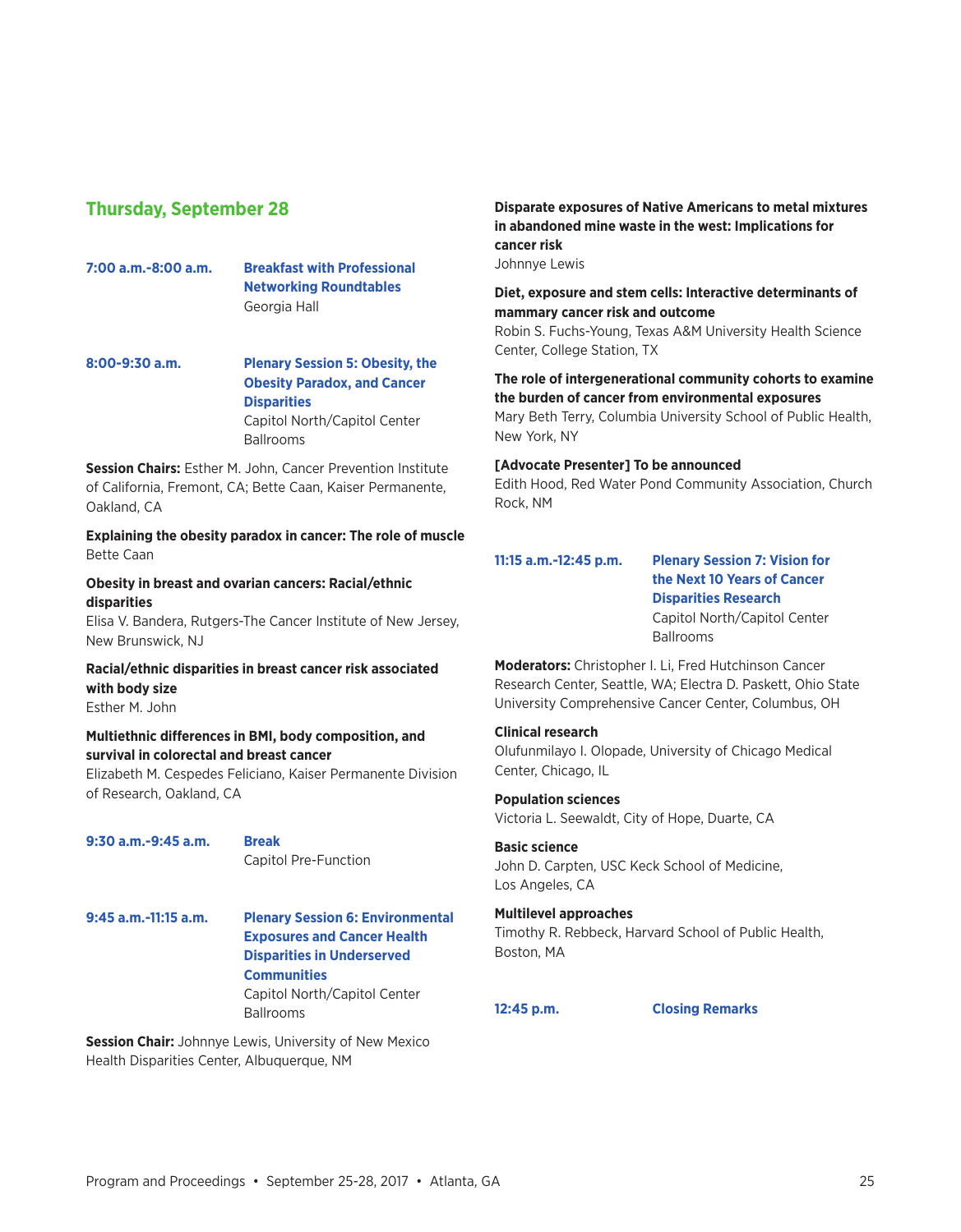## Thursday, September 28

**7:00 a.m.-8:00 a.m.** **Breakfast with Professional Networking Roundtables**
Georgia Hall

**8:00-9:30 a.m.** **Plenary Session 5: Obesity, the Obesity Paradox, and Cancer Disparities**
Capitol North/Capitol Center Ballrooms

**Session Chairs:** Esther M. John, Cancer Prevention Institute of California, Fremont, CA; Bette Caan, Kaiser Permanente, Oakland, CA

**Explaining the obesity paradox in cancer: The role of muscle**
Bette Caan

**Obesity in breast and ovarian cancers: Racial/ethnic disparities**
Elisa V. Bandera, Rutgers-The Cancer Institute of New Jersey, New Brunswick, NJ

**Racial/ethnic disparities in breast cancer risk associated with body size**
Esther M. John

**Multiethnic differences in BMI, body composition, and survival in colorectal and breast cancer**
Elizabeth M. Cespedes Feliciano, Kaiser Permanente Division of Research, Oakland, CA

**9:30 a.m.-9:45 a.m.** **Break**
Capitol Pre-Function

**9:45 a.m.-11:15 a.m.** **Plenary Session 6: Environmental Exposures and Cancer Health Disparities in Underserved Communities**
Capitol North/Capitol Center Ballrooms

**Session Chair:** Johnnye Lewis, University of New Mexico Health Disparities Center, Albuquerque, NM

**Disparate exposures of Native Americans to metal mixtures in abandoned mine waste in the west: Implications for cancer risk**
Johnnye Lewis

**Diet, exposure and stem cells: Interactive determinants of mammary cancer risk and outcome**
Robin S. Fuchs-Young, Texas A&M University Health Science Center, College Station, TX

**The role of intergenerational community cohorts to examine the burden of cancer from environmental exposures**
Mary Beth Terry, Columbia University School of Public Health, New York, NY

**[Advocate Presenter] To be announced**
Edith Hood, Red Water Pond Community Association, Church Rock, NM

**11:15 a.m.-12:45 p.m.** **Plenary Session 7: Vision for the Next 10 Years of Cancer Disparities Research**
Capitol North/Capitol Center Ballrooms

**Moderators:** Christopher I. Li, Fred Hutchinson Cancer Research Center, Seattle, WA; Electra D. Paskett, Ohio State University Comprehensive Cancer Center, Columbus, OH

**Clinical research**
Olufunmilayo I. Olopade, University of Chicago Medical Center, Chicago, IL

**Population sciences**
Victoria L. Seewaldt, City of Hope, Duarte, CA

**Basic science**
John D. Carpten, USC Keck School of Medicine, Los Angeles, CA

**Multilevel approaches**
Timothy R. Rebbeck, Harvard School of Public Health, Boston, MA

**12:45 p.m.** **Closing Remarks**